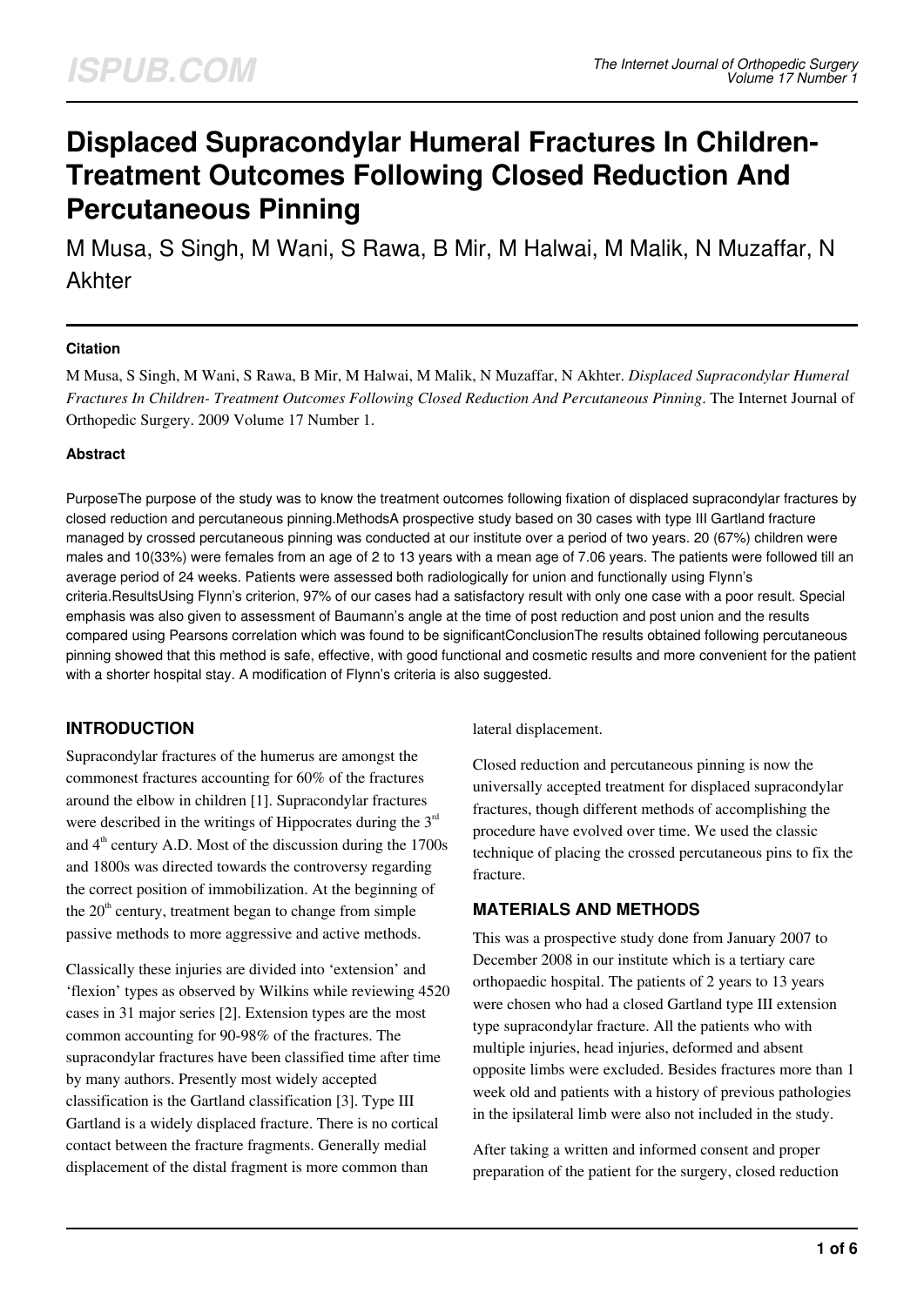# Displaced Supracondylar Humeral Fractures In Children-Treatment Outcomes Following Closed Reduction And Percutaneous Pinning

M Musa, S Singh, M Wani, S Rawa, B Mir, M Halwai, M Malik, N Muzaffar, N Akhter

### Citation

M Musa, S Singh, M Wani, S Rawa, B Mir, M Halwai, M Malik, N Muzaffar, N Akhter. *Displaced Supracondylar Humeral Fractures In Children- Treatment Outcomes Following Closed Reduction And Percutaneous Pinning*. The Internet Journal of Orthopedic Surgery. 2009 Volume 17 Number 1.

### Abstract

PurposeThe purpose of the study was to know the treatment outcomes following fixation of displaced supracondylar fractures by closed reduction and percutaneous pinning.MethodsA prospective study based on 30 cases with type III Gartland fracture managed by crossed percutaneous pinning was conducted at our institute over a period of two years. 20 (67%) children were males and 10(33%) were females from an age of 2 to 13 years with a mean age of 7.06 years. The patients were followed till an average period of 24 weeks. Patients were assessed both radiologically for union and functionally using Flynn's criteria.ResultsUsing Flynn's criterion, 97% of our cases had a satisfactory result with only one case with a poor result. Special emphasis was also given to assessment of Baumann's angle at the time of post reduction and post union and the results compared using Pearsons correlation which was found to be significantConclusionThe results obtained following percutaneous pinning showed that this method is safe, effective, with good functional and cosmetic results and more convenient for the patient with a shorter hospital stay. A modification of Flynn's criteria is also suggested.

## INTRODUCTION

Supracondylar fractures of the humerus are amongst the commonest fractures accounting for 60% of the fractures around the elbow in children [1]. Supracondylar fractures were described in the writings of Hippocrates during the 3rd and 4th century A.D. Most of the discussion during the 1700s and 1800s was directed towards the controversy regarding the correct position of immobilization. At the beginning of the 20th century, treatment began to change from simple passive methods to more aggressive and active methods.

Classically these injuries are divided into 'extension' and 'flexion' types as observed by Wilkins while reviewing 4520 cases in 31 major series [2]. Extension types are the most common accounting for 90-98% of the fractures. The supracondylar fractures have been classified time after time by many authors. Presently most widely accepted classification is the Gartland classification [3]. Type III Gartland is a widely displaced fracture. There is no cortical contact between the fracture fragments. Generally medial displacement of the distal fragment is more common than lateral displacement.

Closed reduction and percutaneous pinning is now the universally accepted treatment for displaced supracondylar fractures, though different methods of accomplishing the procedure have evolved over time. We used the classic technique of placing the crossed percutaneous pins to fix the fracture.

## MATERIALS AND METHODS

This was a prospective study done from January 2007 to December 2008 in our institute which is a tertiary care orthopaedic hospital. The patients of 2 years to 13 years were chosen who had a closed Gartland type III extension type supracondylar fracture. All the patients who with multiple injuries, head injuries, deformed and absent opposite limbs were excluded. Besides fractures more than 1 week old and patients with a history of previous pathologies in the ipsilateral limb were also not included in the study.

After taking a written and informed consent and proper preparation of the patient for the surgery, closed reduction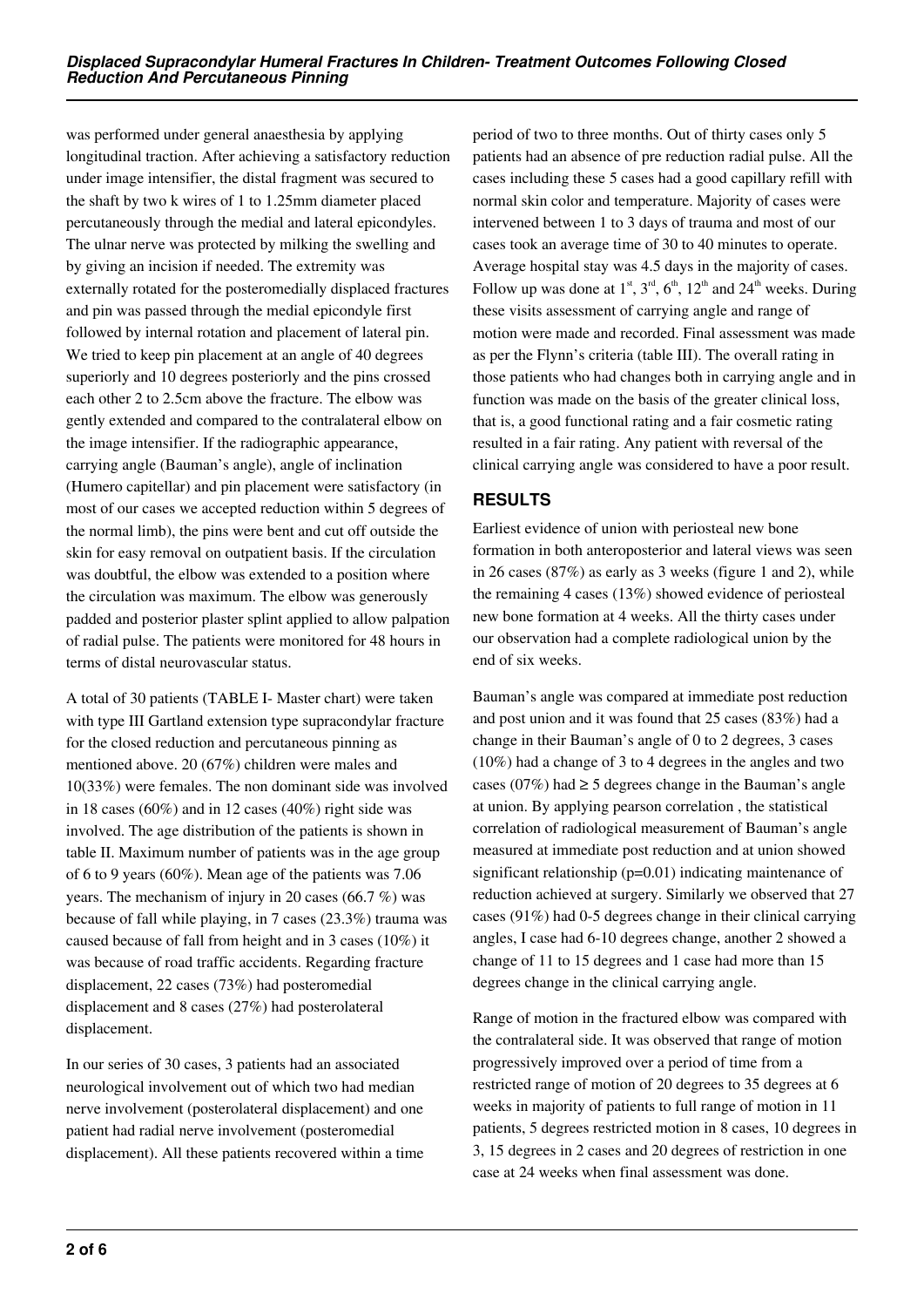was performed under general anaesthesia by applying longitudinal traction. After achieving a satisfactory reduction under image intensifier, the distal fragment was secured to the shaft by two k wires of 1 to 1.25mm diameter placed percutaneously through the medial and lateral epicondyles. The ulnar nerve was protected by milking the swelling and by giving an incision if needed. The extremity was externally rotated for the posteromedially displaced fractures and pin was passed through the medial epicondyle first followed by internal rotation and placement of lateral pin. We tried to keep pin placement at an angle of 40 degrees superiorly and 10 degrees posteriorly and the pins crossed each other 2 to 2.5cm above the fracture. The elbow was gently extended and compared to the contralateral elbow on the image intensifier. If the radiographic appearance, carrying angle (Bauman's angle), angle of inclination (Humero capitellar) and pin placement were satisfactory (in most of our cases we accepted reduction within 5 degrees of the normal limb), the pins were bent and cut off outside the skin for easy removal on outpatient basis. If the circulation was doubtful, the elbow was extended to a position where the circulation was maximum. The elbow was generously padded and posterior plaster splint applied to allow palpation of radial pulse. The patients were monitored for 48 hours in terms of distal neurovascular status.

A total of 30 patients (TABLE I- Master chart) were taken with type III Gartland extension type supracondylar fracture for the closed reduction and percutaneous pinning as mentioned above. 20 (67%) children were males and 10(33%) were females. The non dominant side was involved in 18 cases (60%) and in 12 cases (40%) right side was involved. The age distribution of the patients is shown in table II. Maximum number of patients was in the age group of 6 to 9 years (60%). Mean age of the patients was 7.06 years. The mechanism of injury in 20 cases (66.7 %) was because of fall while playing, in 7 cases (23.3%) trauma was caused because of fall from height and in 3 cases (10%) it was because of road traffic accidents. Regarding fracture displacement, 22 cases (73%) had posteromedial displacement and 8 cases (27%) had posterolateral displacement.

In our series of 30 cases, 3 patients had an associated neurological involvement out of which two had median nerve involvement (posterolateral displacement) and one patient had radial nerve involvement (posteromedial displacement). All these patients recovered within a time period of two to three months. Out of thirty cases only 5 patients had an absence of pre reduction radial pulse. All the cases including these 5 cases had a good capillary refill with normal skin color and temperature. Majority of cases were intervened between 1 to 3 days of trauma and most of our cases took an average time of 30 to 40 minutes to operate. Average hospital stay was 4.5 days in the majority of cases. Follow up was done at 1st, 3rd, 6th, 12th and 24th weeks. During these visits assessment of carrying angle and range of motion were made and recorded. Final assessment was made as per the Flynn's criteria (table III). The overall rating in those patients who had changes both in carrying angle and in function was made on the basis of the greater clinical loss, that is, a good functional rating and a fair cosmetic rating resulted in a fair rating. Any patient with reversal of the clinical carrying angle was considered to have a poor result.

## RESULTS

Earliest evidence of union with periosteal new bone formation in both anteroposterior and lateral views was seen in 26 cases (87%) as early as 3 weeks (figure 1 and 2), while the remaining 4 cases (13%) showed evidence of periosteal new bone formation at 4 weeks. All the thirty cases under our observation had a complete radiological union by the end of six weeks.

Bauman's angle was compared at immediate post reduction and post union and it was found that 25 cases (83%) had a change in their Bauman's angle of 0 to 2 degrees, 3 cases (10%) had a change of 3 to 4 degrees in the angles and two cases (07%) had ≥ 5 degrees change in the Bauman's angle at union. By applying pearson correlation , the statistical correlation of radiological measurement of Bauman's angle measured at immediate post reduction and at union showed significant relationship ($p=0.01$) indicating maintenance of reduction achieved at surgery. Similarly we observed that 27 cases (91%) had 0-5 degrees change in their clinical carrying angles, I case had 6-10 degrees change, another 2 showed a change of 11 to 15 degrees and 1 case had more than 15 degrees change in the clinical carrying angle.

Range of motion in the fractured elbow was compared with the contralateral side. It was observed that range of motion progressively improved over a period of time from a restricted range of motion of 20 degrees to 35 degrees at 6 weeks in majority of patients to full range of motion in 11 patients, 5 degrees restricted motion in 8 cases, 10 degrees in 3, 15 degrees in 2 cases and 20 degrees of restriction in one case at 24 weeks when final assessment was done.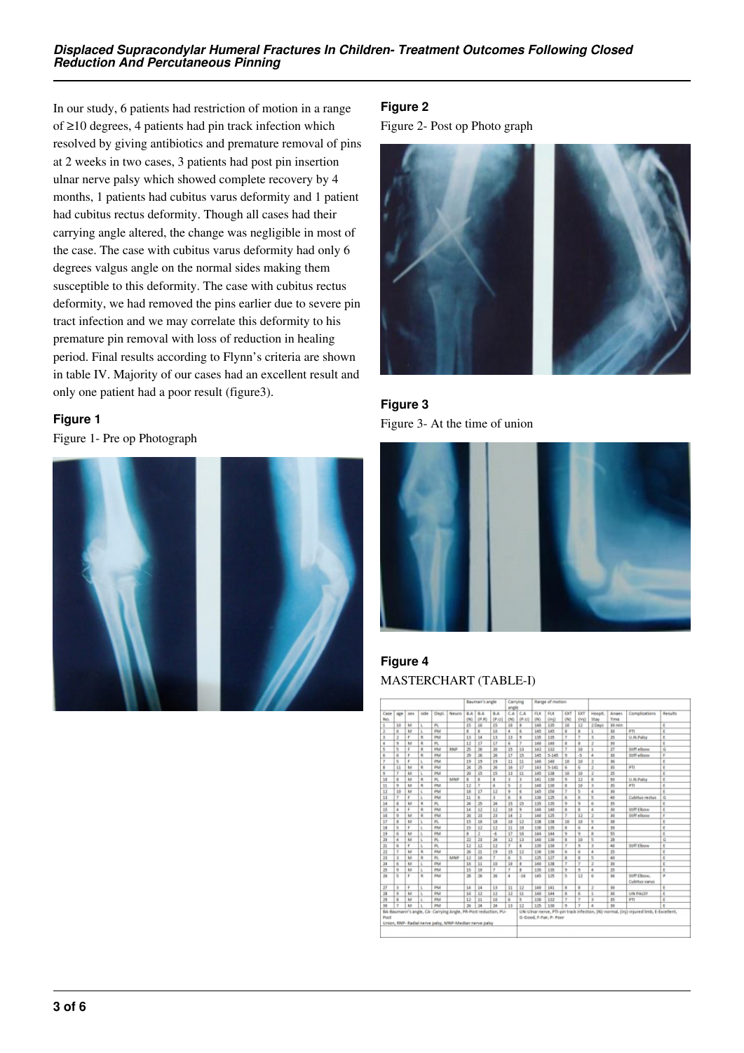In our study, 6 patients had restriction of motion in a range of ≥10 degrees, 4 patients had pin track infection which resolved by giving antibiotics and premature removal of pins at 2 weeks in two cases, 3 patients had post pin insertion ulnar nerve palsy which showed complete recovery by 4 months, 1 patients had cubitus varus deformity and 1 patient had cubitus rectus deformity. Though all cases had their carrying angle altered, the change was negligible in most of the case. The case with cubitus varus deformity had only 6 degrees valgus angle on the normal sides making them susceptible to this deformity. The case with cubitus rectus deformity, we had removed the pins earlier due to severe pin tract infection and we may correlate this deformity to his premature pin removal with loss of reduction in healing period. Final results according to Flynn's criteria are shown in table IV. Majority of our cases had an excellent result and only one patient had a poor result (figure3).

**Figure 1**

Figure 1- Pre op Photograph

**Figure 2**

Figure 2- Post op Photo graph

**Figure 3**

Figure 3- At the time of union

**Figure 4**

MASTERCHART (TABLE-I)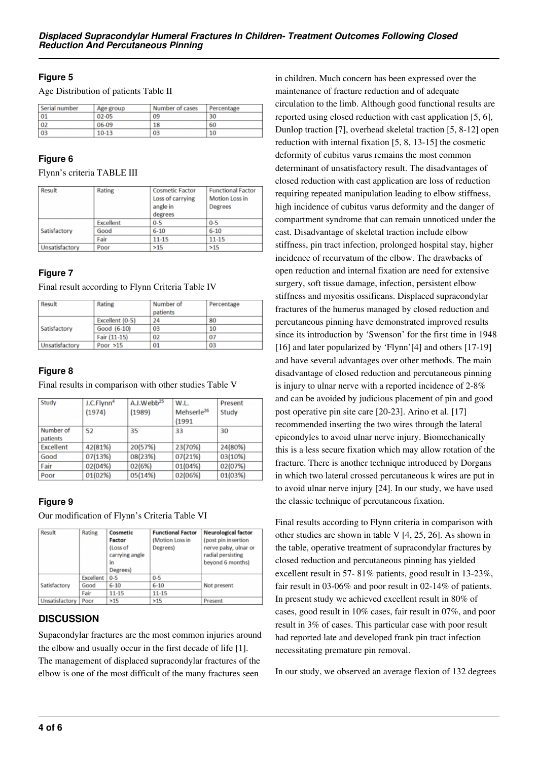### Figure 5

Age Distribution of patients Table II

| Serial number | Age group | Number of cases | Percentage |
|---|---|---|---|
| 01 | 02-05 | 09 | 30 |
| 02 | 06-09 | 18 | 60 |
| 03 | 10-13 | 03 | 10 |

### Figure 6

Flynn's criteria TABLE III

| Result | Rating | Cosmetic Factor Loss of carrying angle in degrees | Functional Factor Motion Loss in Degrees |
|---|---|---|---|
| Satisfactory | Excellent | 0-5 | 0-5 |
| | Good | 6-10 | 6-10 |
| | Fair | 11-15 | 11-15 |
| Unsatisfactory | Poor | >15 | >15 |

### Figure 7

Final result according to Flynn Criteria Table IV

| Result | Rating | Number of patients | Percentage |
|---|---|---|---|
| Satisfactory | Excellent (0-5) | 24 | 80 |
| | Good (6-10) | 03 | 10 |
| | Fair (11-15) | 02 | 07 |
| Unsatisfactory | Poor >15 | 01 | 03 |

### Figure 8

Final results in comparison with other studies Table V

| Study | J.C.Flynn[4] (1974) | A.J.Webb[25] (1989) | W.L. Mehserle[26] (1991 | Present Study |
|---|---|---|---|---|
| Number of patients | 52 | 35 | 33 | 30 |
| Excellent | 42(81%) | 20(57%) | 23(70%) | 24(80%) |
| Good | 07(13%) | 08(23%) | 07(21%) | 03(10%) |
| Fair | 02(04%) | 02(6%) | 01(04%) | 02(07%) |
| Poor | 01(02%) | 05(14%) | 02(06%) | 01(03%) |

### Figure 9

Our modification of Flynn's Criteria Table VI

| Result | Rating | Cosmetic Factor (Loss of carrying angle in Degrees) | Functional Factor (Motion Loss in Degrees) | Neurological factor (post pin insertion nerve palsy, ulnar or radial persisting beyond 6 months) |
|---|---|---|---|---|
| Satisfactory | Excellent | 0-5 | 0-5 | Not present |
| | Good | 6-10 | 6-10 | |
| | Fair | 11-15 | 11-15 | |
| Unsatisfactory | Poor | >15 | >15 | Present |

## DISCUSSION

Supacondylar fractures are the most common injuries around the elbow and usually occur in the first decade of life [1]. The management of displaced supracondylar fractures of the elbow is one of the most difficult of the many fractures seen in children. Much concern has been expressed over the maintenance of fracture reduction and of adequate circulation to the limb. Although good functional results are reported using closed reduction with cast application [5, 6], Dunlop traction [7], overhead skeletal traction [5, 8, 9-12] open reduction with internal fixation [5, 8, 13-15] the cosmetic deformity of cubitus varus remains the most common determinant of unsatisfactory result. The disadvantages of closed reduction with cast application are loss of reduction requiring repeated manipulation leading to elbow stiffness, high incidence of cubitus varus deformity and the danger of compartment syndrome that can remain unnoticed under the cast. Disadvantage of skeletal traction include elbow stiffness, pin tract infection, prolonged hospital stay, higher incidence of recurvatum of the elbow. The drawbacks of open reduction and internal fixation are need for extensive surgery, soft tissue damage, infection, persistent elbow stiffness and myositis ossificans. Displaced supracondylar fractures of the humerus managed by closed reduction and percutaneous pinning have demonstrated improved results since its introduction by 'Swenson' for the first time in 1948 [16] and later popularized by 'Flynn'[4] and others [17-19] and have several advantages over other methods. The main disadvantage of closed reduction and percutaneous pinning is injury to ulnar nerve with a reported incidence of 2-8% and can be avoided by judicious placement of pin and good post operative pin site care [20-23]. Arino et al. [17] recommended inserting the two wires through the lateral epicondyles to avoid ulnar nerve injury. Biomechanically this is a less secure fixation which may allow rotation of the fracture. There is another technique introduced by Dorgans in which two lateral crossed percutaneous k wires are put in to avoid ulnar nerve injury [24]. In our study, we have used the classic technique of percutaneous fixation.

Final results according to Flynn criteria in comparison with other studies are shown in table V [4, 25, 26]. As shown in the table, operative treatment of supracondylar fractures by closed reduction and percutaneous pinning has yielded excellent result in 57- 81% patients, good result in 13-23%, fair result in 03-06% and poor result in 02-14% of patients. In present study we achieved excellent result in 80% of cases, good result in 10% cases, fair result in 07%, and poor result in 3% of cases. This particular case with poor result had reported late and developed frank pin tract infection necessitating premature pin removal.

In our study, we observed an average flexion of 132 degrees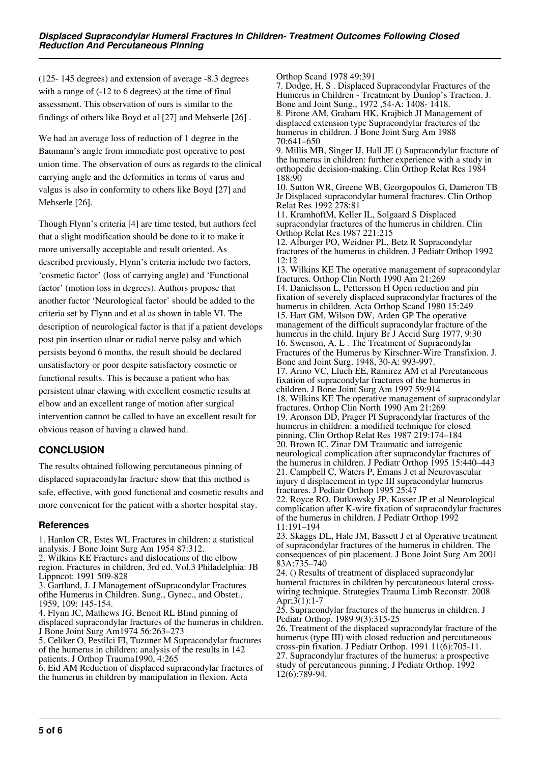(125- 145 degrees) and extension of average -8.3 degrees with a range of (-12 to 6 degrees) at the time of final assessment. This observation of ours is similar to the findings of others like Boyd et al [27] and Mehserle [26] .

We had an average loss of reduction of 1 degree in the Baumann's angle from immediate post operative to post union time. The observation of ours as regards to the clinical carrying angle and the deformities in terms of varus and valgus is also in conformity to others like Boyd [27] and Mehserle [26].

Though Flynn's criteria [4] are time tested, but authors feel that a slight modification should be done to it to make it more universally acceptable and result oriented. As described previously, Flynn's criteria include two factors, 'cosmetic factor' (loss of carrying angle) and 'Functional factor' (motion loss in degrees). Authors propose that another factor 'Neurological factor' should be added to the criteria set by Flynn and et al as shown in table VI. The description of neurological factor is that if a patient develops post pin insertion ulnar or radial nerve palsy and which persists beyond 6 months, the result should be declared unsatisfactory or poor despite satisfactory cosmetic or functional results. This is because a patient who has persistent ulnar clawing with excellent cosmetic results at elbow and an excellent range of motion after surgical intervention cannot be called to have an excellent result for obvious reason of having a clawed hand.

## CONCLUSION

The results obtained following percutaneous pinning of displaced supracondylar fracture show that this method is safe, effective, with good functional and cosmetic results and more convenient for the patient with a shorter hospital stay.

### References

1. Hanlon CR, Estes WL Fractures in children: a statistical analysis. J Bone Joint Surg Am 1954 87:312.
2. Wilkins KE Fractures and dislocations of the elbow region. Fractures in children, 3rd ed. Vol.3 Philadelphia: JB Lippncot: 1991 509-828
3. Gartland, J. J Management ofSupracondylar Fractures ofthe Humerus in Children. Sung., Gynec., and Obstet., 1959, 109: 145-154.
4. Flynn JC, Mathews JG, Benoit RL Blind pinning of displaced supracondylar fractures of the humerus in children. J Bone Joint Surg Am1974 56:263–273
5. Celiker O, Pestilci FI, Tuzuner M Supracondylar fractures of the humerus in children: analysis of the results in 142 patients. J Orthop Trauma1990, 4:265
6. Eid AM Reduction of displaced supracondylar fractures of the humerus in children by manipulation in flexion. Acta Orthop Scand 1978 49:391
7. Dodge, H. S . Displaced Supracondylar Fractures of the Humerus in Children - Treatment by Dunlop's Traction. J. Bone and Joint Sung., 1972 ,54-A: 1408- 1418.
8. Pirone AM, Graham HK, Krajbich JI Management of displaced extension type Supracondylar fractures of the humerus in children. J Bone Joint Surg Am 1988 70:641–650
9. Millis MB, Singer IJ, Hall JE () Supracondylar fracture of the humerus in children: further experience with a study in orthopedic decision-making. Clin Orthop Relat Res 1984 188:90
10. Sutton WR, Greene WB, Georgopoulos G, Dameron TB Jr Displaced supracondylar humeral fractures. Clin Orthop Relat Res 1992 278:81
11. KramhoftM, Keller IL, Solgaard S Displaced supracondylar fractures of the humerus in children. Clin Orthop Relat Res 1987 221:215
12. Alburger PO, Weidner PL, Betz R Supracondylar fractures of the humerus in children. J Pediatr Orthop 1992 12:12
13. Wilkins KE The operative management of supracondylar fractures. Orthop Clin North 1990 Am 21:269
14. Danielsson L, Pettersson H Open reduction and pin fixation of severely displaced supracondylar fractures of the humerus in children. Acta Orthop Scand 1980 15:249
15. Hart GM, Wilson DW, Arden GP The operative management of the difficult supracondylar fracture of the humerus in the child. Injury Br J Accid Surg 1977, 9:30
16. Swenson, A. L . The Treatment of Supracondylar Fractures of the Humerus by Kirschner-Wire Transfixion. J. Bone and Joint Surg. 1948, 30-A: 993-997.
17. Arino VC, Lluch EE, Ramirez AM et al Percutaneous fixation of supracondylar fractures of the humerus in children. J Bone Joint Surg Am 1997 59:914
18. Wilkins KE The operative management of supracondylar fractures. Orthop Clin North 1990 Am 21:269
19. Aronson DD, Prager PI Supracondylar fractures of the humerus in children: a modified technique for closed pinning. Clin Orthop Relat Res 1987 219:174–184
20. Brown IC, Zinar DM Traumatic and iatrogenic neurological complication after supracondylar fractures of the humerus in children. J Pediatr Orthop 1995 15:440–443
21. Campbell C, Waters P, Emans J et al Neurovascular injury d displacement in type III supracondylar humerus fractures. J Pediatr Orthop 1995 25:47
22. Royce RO, Dutkowsky JP, Kasser JP et al Neurological complication after K-wire fixation of supracondylar fractures of the humerus in children. J Pediatr Orthop 1992 11:191–194
23. Skaggs DL, Hale JM, Bassett J et al Operative treatment of supracondylar fractures of the humerus in children. The consequences of pin placement. J Bone Joint Surg Am 2001 83A:735–740
24. () Results of treatment of displaced supracondylar humeral fractures in children by percutaneous lateral cross-wiring technique. Strategies Trauma Limb Reconstr. 2008 Apr;3(1):1-7
25. Supracondylar fractures of the humerus in children. J Pediatr Orthop. 1989 9(3):315-25
26. Treatment of the displaced supracondylar fracture of the humerus (type III) with closed reduction and percutaneous cross-pin fixation. J Pediatr Orthop. 1991 11(6):705-11.
27. Supracondylar fractures of the humerus: a prospective study of percutaneous pinning. J Pediatr Orthop. 1992 12(6):789-94.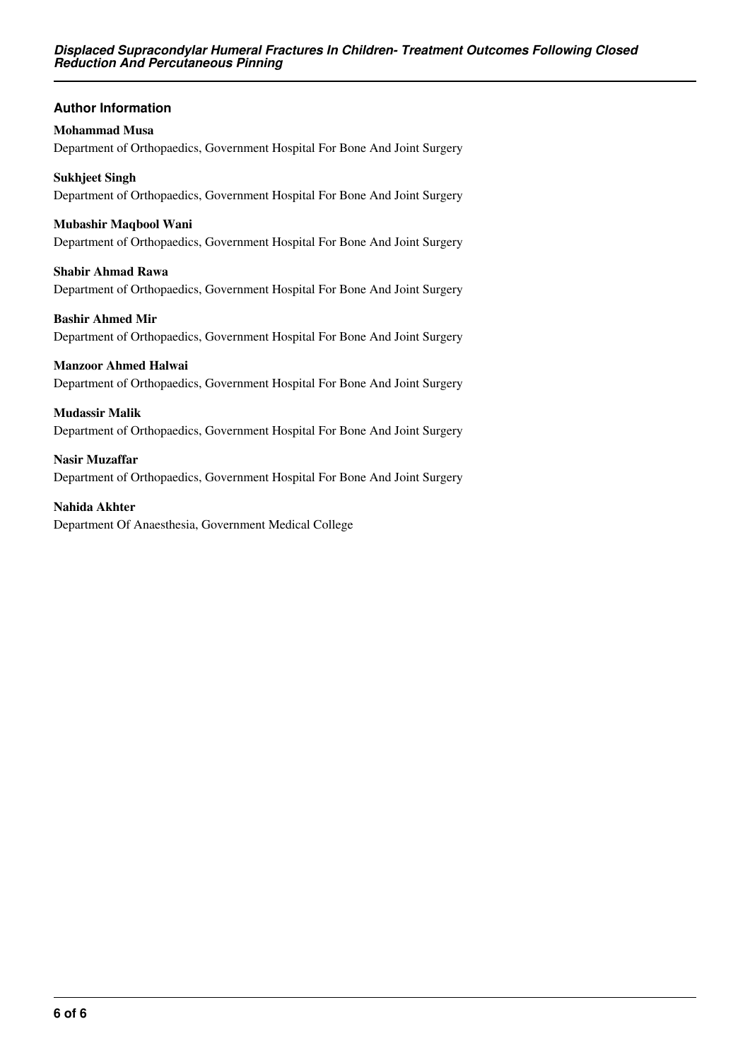### Author Information

**Mohammad Musa**
Department of Orthopaedics, Government Hospital For Bone And Joint Surgery

**Sukhjeet Singh**
Department of Orthopaedics, Government Hospital For Bone And Joint Surgery

**Mubashir Maqbool Wani**
Department of Orthopaedics, Government Hospital For Bone And Joint Surgery

**Shabir Ahmad Rawa**
Department of Orthopaedics, Government Hospital For Bone And Joint Surgery

**Bashir Ahmed Mir**
Department of Orthopaedics, Government Hospital For Bone And Joint Surgery

**Manzoor Ahmed Halwai**
Department of Orthopaedics, Government Hospital For Bone And Joint Surgery

**Mudassir Malik**
Department of Orthopaedics, Government Hospital For Bone And Joint Surgery

**Nasir Muzaffar**
Department of Orthopaedics, Government Hospital For Bone And Joint Surgery

**Nahida Akhter**
Department Of Anaesthesia, Government Medical College